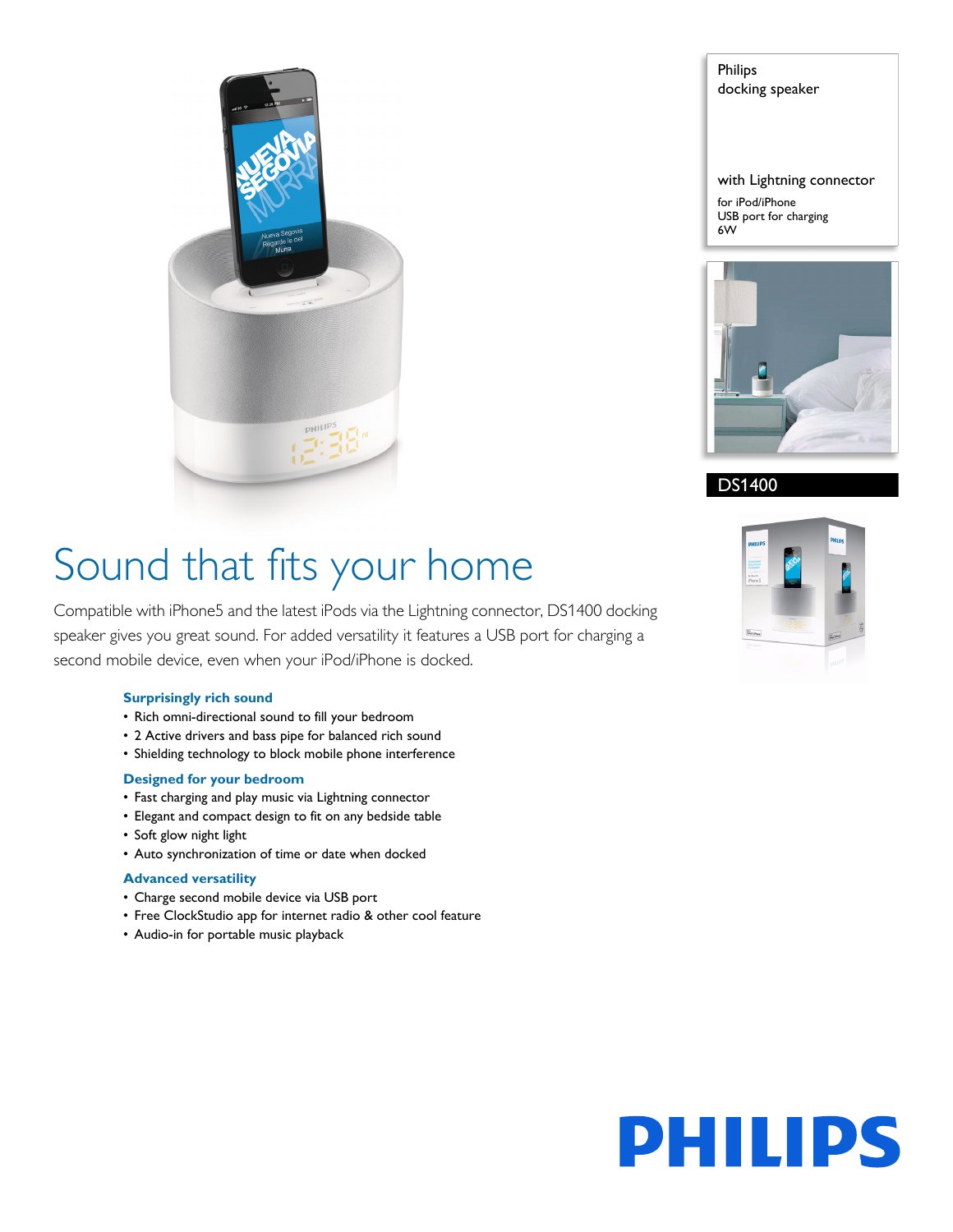Philips
docking speaker

with Lightning connector

for iPod/iPhone
USB port for charging
6W

DS1400

# Sound that fits your home

Compatible with iPhone5 and the latest iPods via the Lightning connector, DS1400 docking speaker gives you great sound. For added versatility it features a USB port for charging a second mobile device, even when your iPod/iPhone is docked.

### Surprisingly rich sound

- Rich omni-directional sound to fill your bedroom
- 2 Active drivers and bass pipe for balanced rich sound
- Shielding technology to block mobile phone interference

### Designed for your bedroom

- Fast charging and play music via Lightning connector
- Elegant and compact design to fit on any bedside table
- Soft glow night light
- Auto synchronization of time or date when docked

### Advanced versatility

- Charge second mobile device via USB port
- Free ClockStudio app for internet radio & other cool feature
- Audio-in for portable music playback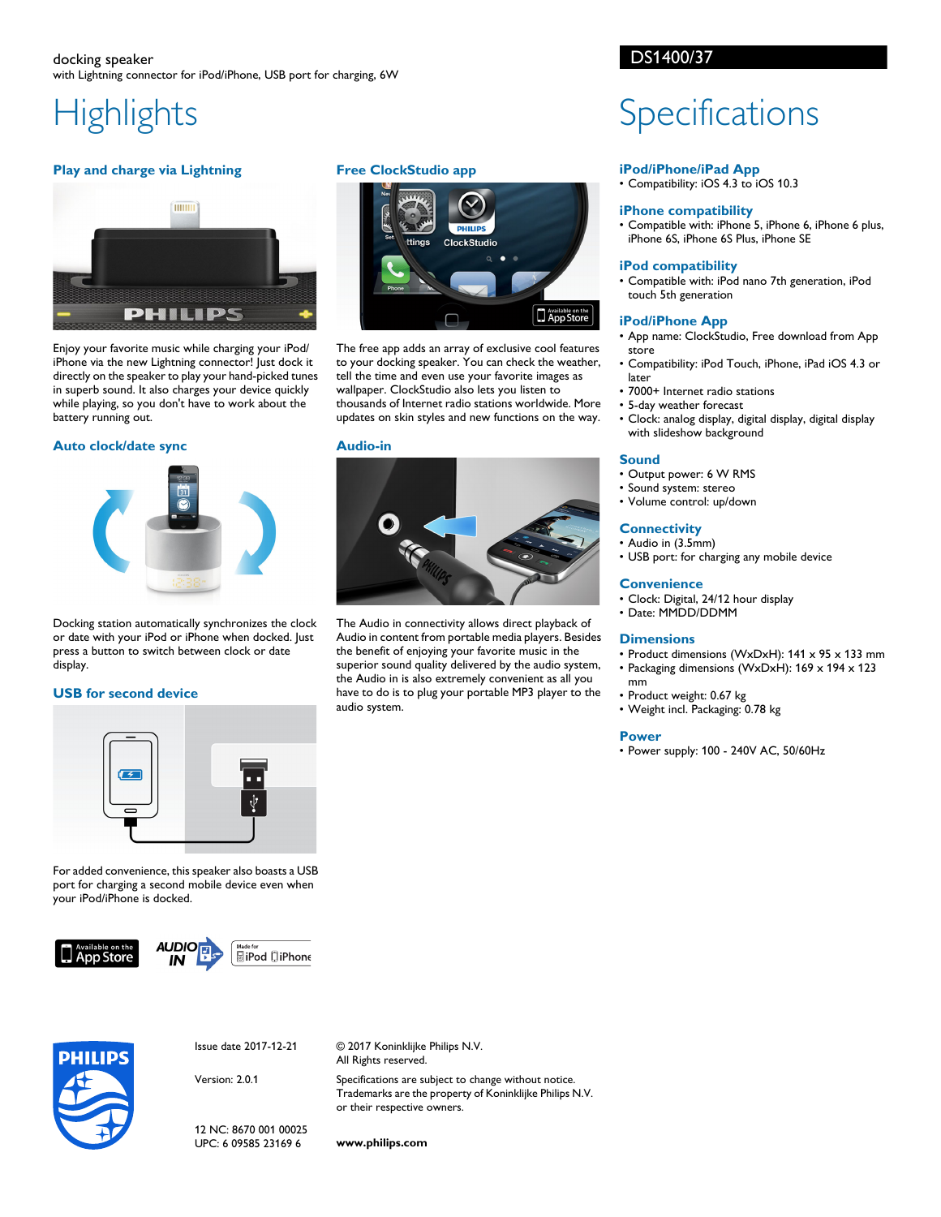docking speaker

with Lightning connector for iPod/iPhone, USB port for charging, 6W

DS1400/37

# Highlights

## Play and charge via Lightning

Enjoy your favorite music while charging your iPod/ iPhone via the new Lightning connector! Just dock it directly on the speaker to play your hand-picked tunes in superb sound. It also charges your device quickly while playing, so you don't have to work about the battery running out.

## Auto clock/date sync

Docking station automatically synchronizes the clock or date with your iPod or iPhone when docked. Just press a button to switch between clock or date display.

## USB for second device

For added convenience, this speaker also boasts a USB port for charging a second mobile device even when your iPod/iPhone is docked.

## Free ClockStudio app

The free app adds an array of exclusive cool features to your docking speaker. You can check the weather, tell the time and even use your favorite images as wallpaper. ClockStudio also lets you listen to thousands of Internet radio stations worldwide. More updates on skin styles and new functions on the way.

## Audio-in

The Audio in connectivity allows direct playback of Audio in content from portable media players. Besides the benefit of enjoying your favorite music in the superior sound quality delivered by the audio system, the Audio in is also extremely convenient as all you have to do is to plug your portable MP3 player to the audio system.

# Specifications

## iPod/iPhone/iPad App

- Compatibility: iOS 4.3 to iOS 10.3

## iPhone compatibility

- Compatible with: iPhone 5, iPhone 6, iPhone 6 plus, iPhone 6S, iPhone 6S Plus, iPhone SE

## iPod compatibility

- Compatible with: iPod nano 7th generation, iPod touch 5th generation

## iPod/iPhone App

- App name: ClockStudio, Free download from App store
- Compatibility: iPod Touch, iPhone, iPad iOS 4.3 or later
- 7000+ Internet radio stations
- 5-day weather forecast
- Clock: analog display, digital display, digital display with slideshow background

## Sound

- Output power: 6 W RMS
- Sound system: stereo
- Volume control: up/down

## Connectivity

- Audio in (3.5mm)
- USB port: for charging any mobile device

## Convenience

- Clock: Digital, 24/12 hour display
- Date: MMDD/DDMM

## Dimensions

- Product dimensions (WxDxH): 141 x 95 x 133 mm
- Packaging dimensions (WxDxH): 169 x 194 x 123 mm
- Product weight: 0.67 kg
- Weight incl. Packaging: 0.78 kg

## Power

- Power supply: 100 - 240V AC, 50/60Hz

Issue date 2017-12-21

Version: 2.0.1

12 NC: 8670 001 00025
UPC: 6 09585 23169 6

© 2017 Koninklijke Philips N.V.
All Rights reserved.

Specifications are subject to change without notice. Trademarks are the property of Koninklijke Philips N.V. or their respective owners.

**www.philips.com**